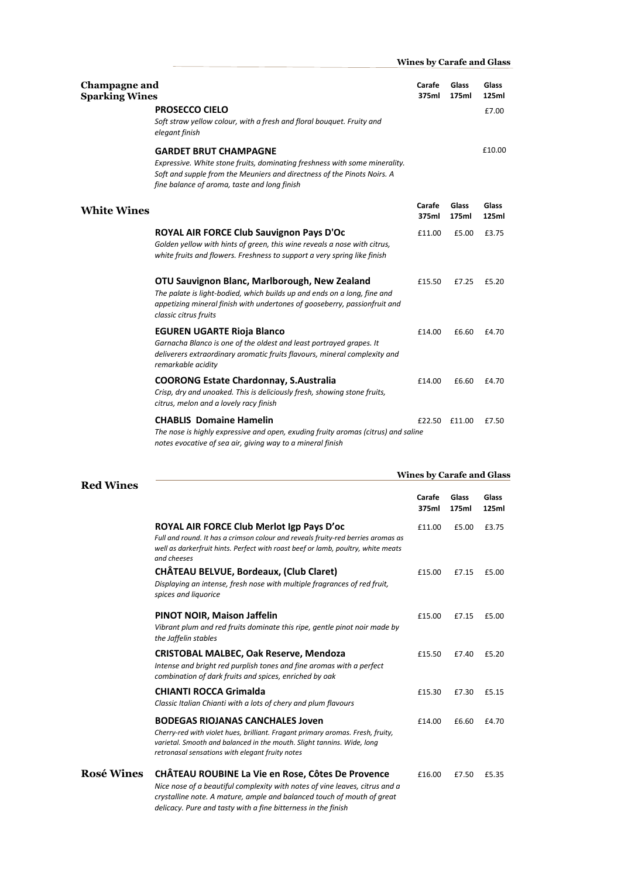**Wines by Carafe and Glass**

## Champagne and Sparking Wines

| | Carafe 375ml | Glass 175ml | Glass 125ml |
|---|---|---|---|
| **PROSECCO CIELO**<br>*Soft straw yellow colour, with a fresh and floral bouquet. Fruity and elegant finish* | | | £7.00 |
| **GARDET BRUT CHAMPAGNE**<br>*Expressive. White stone fruits, dominating freshness with some minerality. Soft and supple from the Meuniers and directness of the Pinots Noirs. A fine balance of aroma, taste and long finish* | | | £10.00 |

## White Wines

| | Carafe 375ml | Glass 175ml | Glass 125ml |
|---|---|---|---|
| **ROYAL AIR FORCE Club Sauvignon Pays D'Oc**<br>*Golden yellow with hints of green, this wine reveals a nose with citrus, white fruits and flowers. Freshness to support a very spring like finish* | £11.00 | £5.00 | £3.75 |
| **OTU Sauvignon Blanc, Marlborough, New Zealand**<br>*The palate is light-bodied, which builds up and ends on a long, fine and appetizing mineral finish with undertones of gooseberry, passionfruit and classic citrus fruits* | £15.50 | £7.25 | £5.20 |
| **EGUREN UGARTE Rioja Blanco**<br>*Garnacha Blanco is one of the oldest and least portrayed grapes. It deliverers extraordinary aromatic fruits flavours, mineral complexity and remarkable acidity* | £14.00 | £6.60 | £4.70 |
| **COORONG Estate Chardonnay, S.Australia**<br>*Crisp, dry and unoaked. This is deliciously fresh, showing stone fruits, citrus, melon and a lovely racy finish* | £14.00 | £6.60 | £4.70 |
| **CHABLIS Domaine Hamelin**<br>*The nose is highly expressive and open, exuding fruity aromas (citrus) and saline notes evocative of sea air, giving way to a mineral finish* | £22.50 | £11.00 | £7.50 |

**Wines by Carafe and Glass**

## Red Wines

| | Carafe 375ml | Glass 175ml | Glass 125ml |
|---|---|---|---|
| **ROYAL AIR FORCE Club Merlot Igp Pays D'oc**<br>*Full and round. It has a crimson colour and reveals fruity-red berries aromas as well as darkerfruit hints. Perfect with roast beef or lamb, poultry, white meats and cheeses* | £11.00 | £5.00 | £3.75 |
| **CHÂTEAU BELVUE, Bordeaux, (Club Claret)**<br>*Displaying an intense, fresh nose with multiple fragrances of red fruit, spices and liquorice* | £15.00 | £7.15 | £5.00 |
| **PINOT NOIR, Maison Jaffelin**<br>*Vibrant plum and red fruits dominate this ripe, gentle pinot noir made by the Jaffelin stables* | £15.00 | £7.15 | £5.00 |
| **CRISTOBAL MALBEC, Oak Reserve, Mendoza**<br>*Intense and bright red purplish tones and fine aromas with a perfect combination of dark fruits and spices, enriched by oak* | £15.50 | £7.40 | £5.20 |
| **CHIANTI ROCCA Grimalda**<br>*Classic Italian Chianti with a lots of chery and plum flavours* | £15.30 | £7.30 | £5.15 |
| **BODEGAS RIOJANAS CANCHALES Joven**<br>*Cherry-red with violet hues, brilliant. Fragant primary aromas. Fresh, fruity, varietal. Smooth and balanced in the mouth. Slight tannins. Wide, long retronasal sensations with elegant fruity notes* | £14.00 | £6.60 | £4.70 |

## Rosé Wines

| | Carafe 375ml | Glass 175ml | Glass 125ml |
|---|---|---|---|
| **CHÂTEAU ROUBINE La Vie en Rose, Côtes De Provence**<br>*Nice nose of a beautiful complexity with notes of vine leaves, citrus and a crystalline note. A mature, ample and balanced touch of mouth of great delicacy. Pure and tasty with a fine bitterness in the finish* | £16.00 | £7.50 | £5.35 |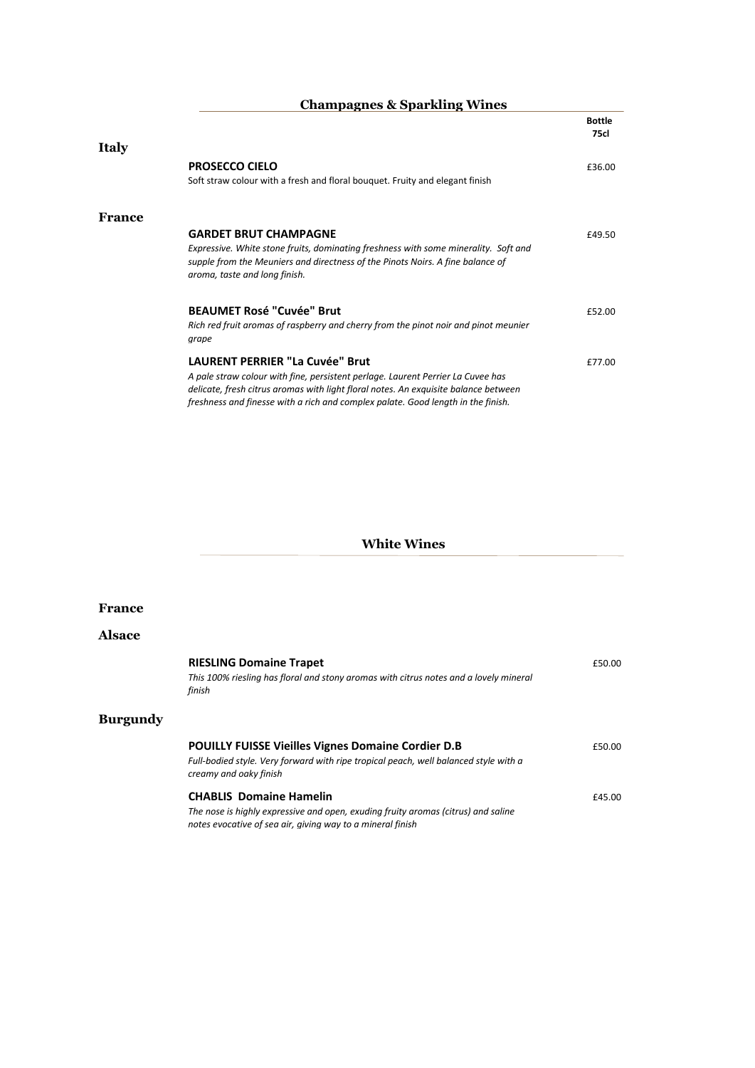## Champagnes & Sparkling Wines

**Bottle 75cl**

### Italy

**PROSECCO CIELO** — £36.00

Soft straw colour with a fresh and floral bouquet. Fruity and elegant finish

### France

**GARDET BRUT CHAMPAGNE** — £49.50

*Expressive. White stone fruits, dominating freshness with some minerality. Soft and supple from the Meuniers and directness of the Pinots Noirs. A fine balance of aroma, taste and long finish.*

**BEAUMET Rosé "Cuvée" Brut** — £52.00

*Rich red fruit aromas of raspberry and cherry from the pinot noir and pinot meunier grape*

**LAURENT PERRIER "La Cuvée" Brut** — £77.00

*A pale straw colour with fine, persistent perlage. Laurent Perrier La Cuvee has delicate, fresh citrus aromas with light floral notes. An exquisite balance between freshness and finesse with a rich and complex palate. Good length in the finish.*

## White Wines

### France

### Alsace

**RIESLING Domaine Trapet** — £50.00

*This 100% riesling has floral and stony aromas with citrus notes and a lovely mineral finish*

### Burgundy

**POUILLY FUISSE Vieilles Vignes Domaine Cordier D.B** — £50.00

*Full-bodied style. Very forward with ripe tropical peach, well balanced style with a creamy and oaky finish*

**CHABLIS Domaine Hamelin** — £45.00

*The nose is highly expressive and open, exuding fruity aromas (citrus) and saline notes evocative of sea air, giving way to a mineral finish*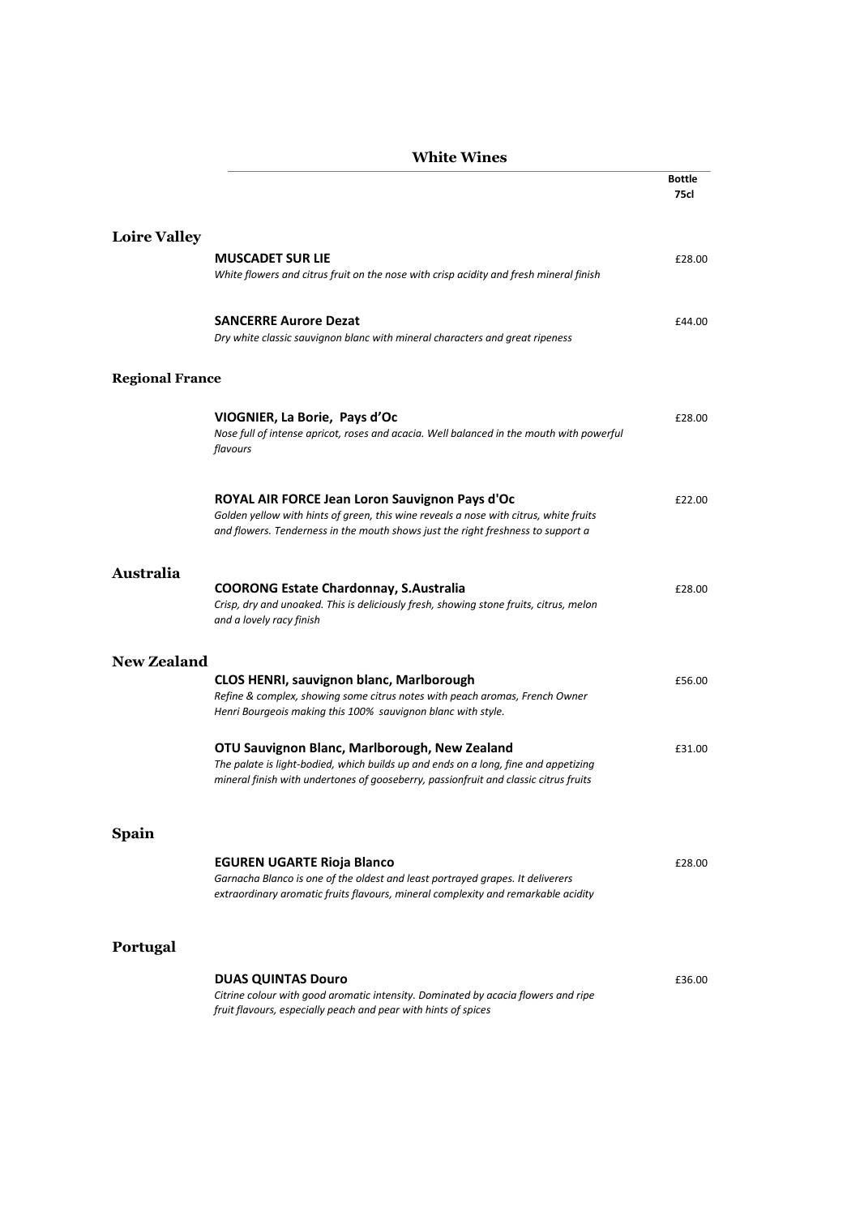# White Wines

**Bottle 75cl**

## Loire Valley

**MUSCADET SUR LIE** — £28.00
*White flowers and citrus fruit on the nose with crisp acidity and fresh mineral finish*

**SANCERRE Aurore Dezat** — £44.00
*Dry white classic sauvignon blanc with mineral characters and great ripeness*

## Regional France

**VIOGNIER, La Borie, Pays d'Oc** — £28.00
*Nose full of intense apricot, roses and acacia. Well balanced in the mouth with powerful flavours*

**ROYAL AIR FORCE Jean Loron Sauvignon Pays d'Oc** — £22.00
*Golden yellow with hints of green, this wine reveals a nose with citrus, white fruits and flowers. Tenderness in the mouth shows just the right freshness to support a*

## Australia

**COORONG Estate Chardonnay, S.Australia** — £28.00
*Crisp, dry and unoaked. This is deliciously fresh, showing stone fruits, citrus, melon and a lovely racy finish*

## New Zealand

**CLOS HENRI, sauvignon blanc, Marlborough** — £56.00
*Refine & complex, showing some citrus notes with peach aromas, French Owner Henri Bourgeois making this 100% sauvignon blanc with style.*

**OTU Sauvignon Blanc, Marlborough, New Zealand** — £31.00
*The palate is light-bodied, which builds up and ends on a long, fine and appetizing mineral finish with undertones of gooseberry, passionfruit and classic citrus fruits*

## Spain

**EGUREN UGARTE Rioja Blanco** — £28.00
*Garnacha Blanco is one of the oldest and least portrayed grapes. It deliverers extraordinary aromatic fruits flavours, mineral complexity and remarkable acidity*

## Portugal

**DUAS QUINTAS Douro** — £36.00
*Citrine colour with good aromatic intensity. Dominated by acacia flowers and ripe fruit flavours, especially peach and pear with hints of spices*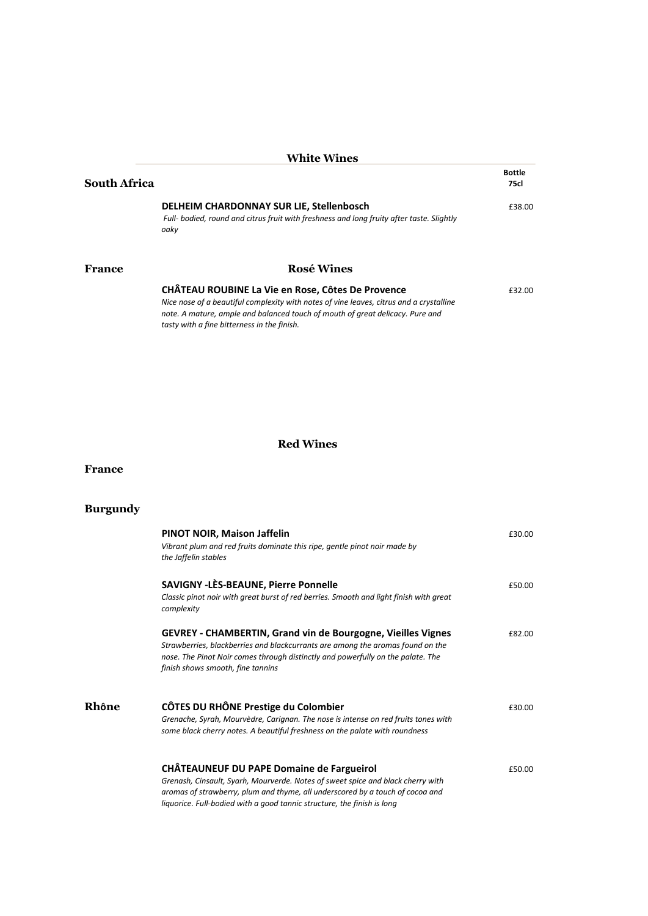## White Wines

### South Africa

**Bottle 75cl**

**DELHEIM CHARDONNAY SUR LIE, Stellenbosch** — £38.00
*Full- bodied, round and citrus fruit with freshness and long fruity after taste. Slightly oaky*

## Rosé Wines

### France

**CHÂTEAU ROUBINE La Vie en Rose, Côtes De Provence** — £32.00
*Nice nose of a beautiful complexity with notes of vine leaves, citrus and a crystalline note. A mature, ample and balanced touch of mouth of great delicacy. Pure and tasty with a fine bitterness in the finish.*

## Red Wines

### France

### Burgundy

**PINOT NOIR, Maison Jaffelin** — £30.00
*Vibrant plum and red fruits dominate this ripe, gentle pinot noir made by the Jaffelin stables*

**SAVIGNY -LÈS-BEAUNE, Pierre Ponnelle** — £50.00
*Classic pinot noir with great burst of red berries. Smooth and light finish with great complexity*

**GEVREY - CHAMBERTIN, Grand vin de Bourgogne, Vieilles Vignes** — £82.00
*Strawberries, blackberries and blackcurrants are among the aromas found on the nose. The Pinot Noir comes through distinctly and powerfully on the palate. The finish shows smooth, fine tannins*

### Rhône

**CÔTES DU RHÔNE Prestige du Colombier** — £30.00
*Grenache, Syrah, Mourvèdre, Carignan. The nose is intense on red fruits tones with some black cherry notes. A beautiful freshness on the palate with roundness*

**CHÂTEAUNEUF DU PAPE Domaine de Fargueirol** — £50.00
*Grenash, Cinsault, Syarh, Mourverde. Notes of sweet spice and black cherry with aromas of strawberry, plum and thyme, all underscored by a touch of cocoa and liquorice. Full-bodied with a good tannic structure, the finish is long*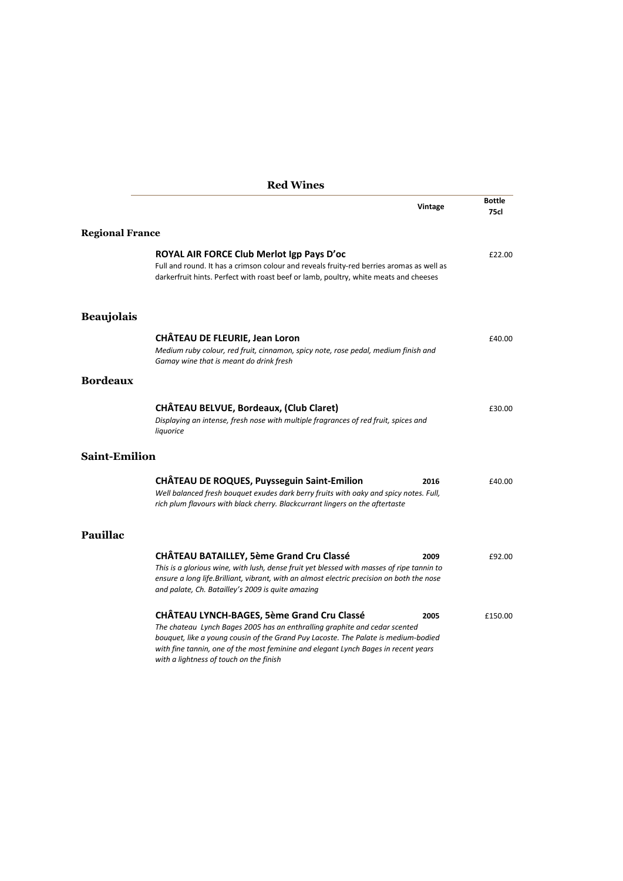# Red Wines

| | | Vintage | Bottle 75cl |
|---|---|---|---|

## Regional France

**ROYAL AIR FORCE Club Merlot Igp Pays D'oc** — £22.00

Full and round. It has a crimson colour and reveals fruity-red berries aromas as well as darkerfruit hints. Perfect with roast beef or lamb, poultry, white meats and cheeses

## Beaujolais

**CHÂTEAU DE FLEURIE, Jean Loron** — £40.00

*Medium ruby colour, red fruit, cinnamon, spicy note, rose pedal, medium finish and Gamay wine that is meant do drink fresh*

## Bordeaux

**CHÂTEAU BELVUE, Bordeaux, (Club Claret)** — £30.00

*Displaying an intense, fresh nose with multiple fragrances of red fruit, spices and liquorice*

## Saint-Emilion

**CHÂTEAU DE ROQUES, Puysseguin Saint-Emilion** — 2016 — £40.00

*Well balanced fresh bouquet exudes dark berry fruits with oaky and spicy notes. Full, rich plum flavours with black cherry. Blackcurrant lingers on the aftertaste*

## Pauillac

**CHÂTEAU BATAILLEY, 5ème Grand Cru Classé** — 2009 — £92.00

*This is a glorious wine, with lush, dense fruit yet blessed with masses of ripe tannin to ensure a long life.Brilliant, vibrant, with an almost electric precision on both the nose and palate, Ch. Batailley's 2009 is quite amazing*

**CHÂTEAU LYNCH-BAGES, 5ème Grand Cru Classé** — 2005 — £150.00

*The chateau Lynch Bages 2005 has an enthralling graphite and cedar scented bouquet, like a young cousin of the Grand Puy Lacoste. The Palate is medium-bodied with fine tannin, one of the most feminine and elegant Lynch Bages in recent years with a lightness of touch on the finish*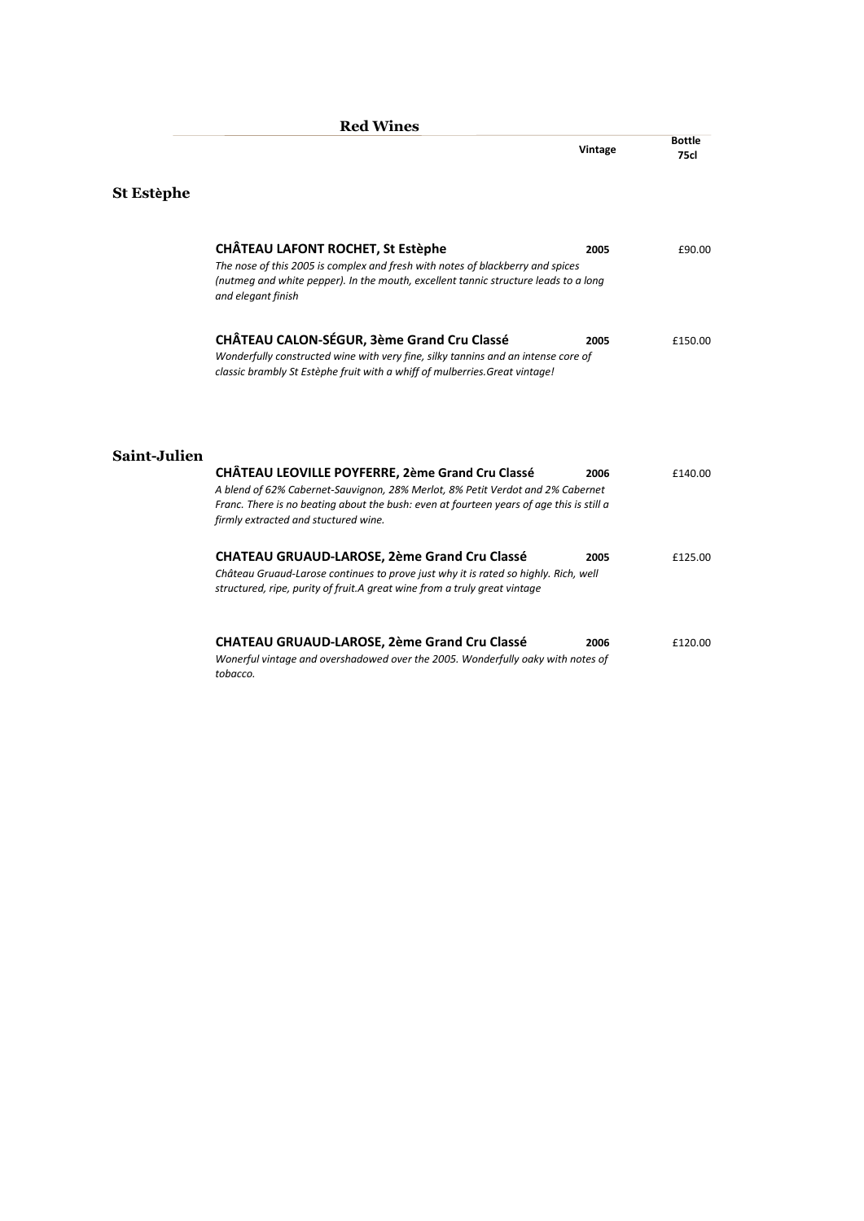## Red Wines

| | Vintage | Bottle 75cl |
|---|---|---|

### St Estèphe

| Wine | Vintage | Bottle 75cl |
|---|---|---|
| **CHÂTEAU LAFONT ROCHET, St Estèphe**<br>*The nose of this 2005 is complex and fresh with notes of blackberry and spices (nutmeg and white pepper). In the mouth, excellent tannic structure leads to a long and elegant finish* | 2005 | £90.00 |
| **CHÂTEAU CALON-SÉGUR, 3ème Grand Cru Classé**<br>*Wonderfully constructed wine with very fine, silky tannins and an intense core of classic brambly St Estèphe fruit with a whiff of mulberries.Great vintage!* | 2005 | £150.00 |

### Saint-Julien

| Wine | Vintage | Bottle 75cl |
|---|---|---|
| **CHÂTEAU LEOVILLE POYFERRE, 2ème Grand Cru Classé**<br>*A blend of 62% Cabernet-Sauvignon, 28% Merlot, 8% Petit Verdot and 2% Cabernet Franc. There is no beating about the bush: even at fourteen years of age this is still a firmly extracted and stuctured wine.* | 2006 | £140.00 |
| **CHATEAU GRUAUD-LAROSE, 2ème Grand Cru Classé**<br>*Château Gruaud-Larose continues to prove just why it is rated so highly. Rich, well structured, ripe, purity of fruit.A great wine from a truly great vintage* | 2005 | £125.00 |
| **CHATEAU GRUAUD-LAROSE, 2ème Grand Cru Classé**<br>*Wonerful vintage and overshadowed over the 2005. Wonderfully oaky with notes of tobacco.* | 2006 | £120.00 |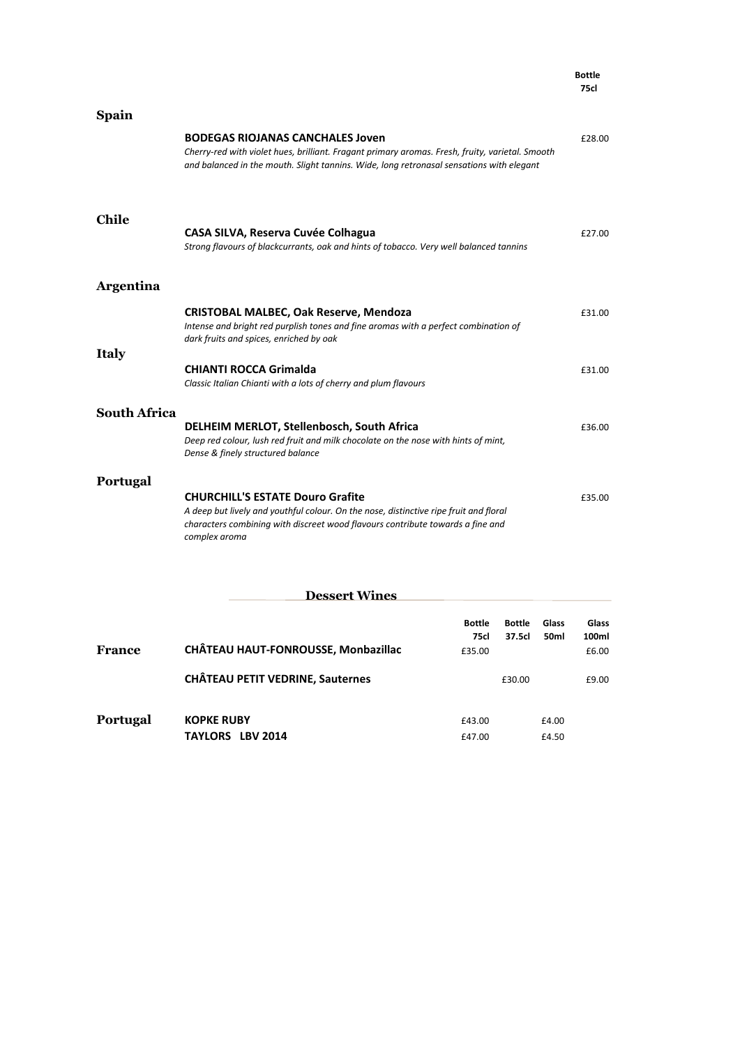Bottle 75cl

## Spain

**BODEGAS RIOJANAS CANCHALES Joven** £28.00

*Cherry-red with violet hues, brilliant. Fragant primary aromas. Fresh, fruity, varietal. Smooth and balanced in the mouth. Slight tannins. Wide, long retronasal sensations with elegant*

## Chile

**CASA SILVA, Reserva Cuvée Colhagua** £27.00

*Strong flavours of blackcurrants, oak and hints of tobacco. Very well balanced tannins*

## Argentina

**CRISTOBAL MALBEC, Oak Reserve, Mendoza** £31.00

*Intense and bright red purplish tones and fine aromas with a perfect combination of dark fruits and spices, enriched by oak*

## Italy

**CHIANTI ROCCA Grimalda** £31.00

*Classic Italian Chianti with a lots of cherry and plum flavours*

## South Africa

**DELHEIM MERLOT, Stellenbosch, South Africa** £36.00

*Deep red colour, lush red fruit and milk chocolate on the nose with hints of mint, Dense & finely structured balance*

## Portugal

**CHURCHILL'S ESTATE Douro Grafite** £35.00

*A deep but lively and youthful colour. On the nose, distinctive ripe fruit and floral characters combining with discreet wood flavours contribute towards a fine and complex aroma*

## Dessert Wines

| | | Bottle 75cl | Bottle 37.5cl | Glass 50ml | Glass 100ml |
|---|---|---|---|---|---|
| **France** | **CHÂTEAU HAUT-FONROUSSE, Monbazillac** | £35.00 | | | £6.00 |
| | **CHÂTEAU PETIT VEDRINE, Sauternes** | | £30.00 | | £9.00 |
| **Portugal** | **KOPKE RUBY** | £43.00 | | £4.00 | |
| | **TAYLORS LBV 2014** | £47.00 | | £4.50 | |